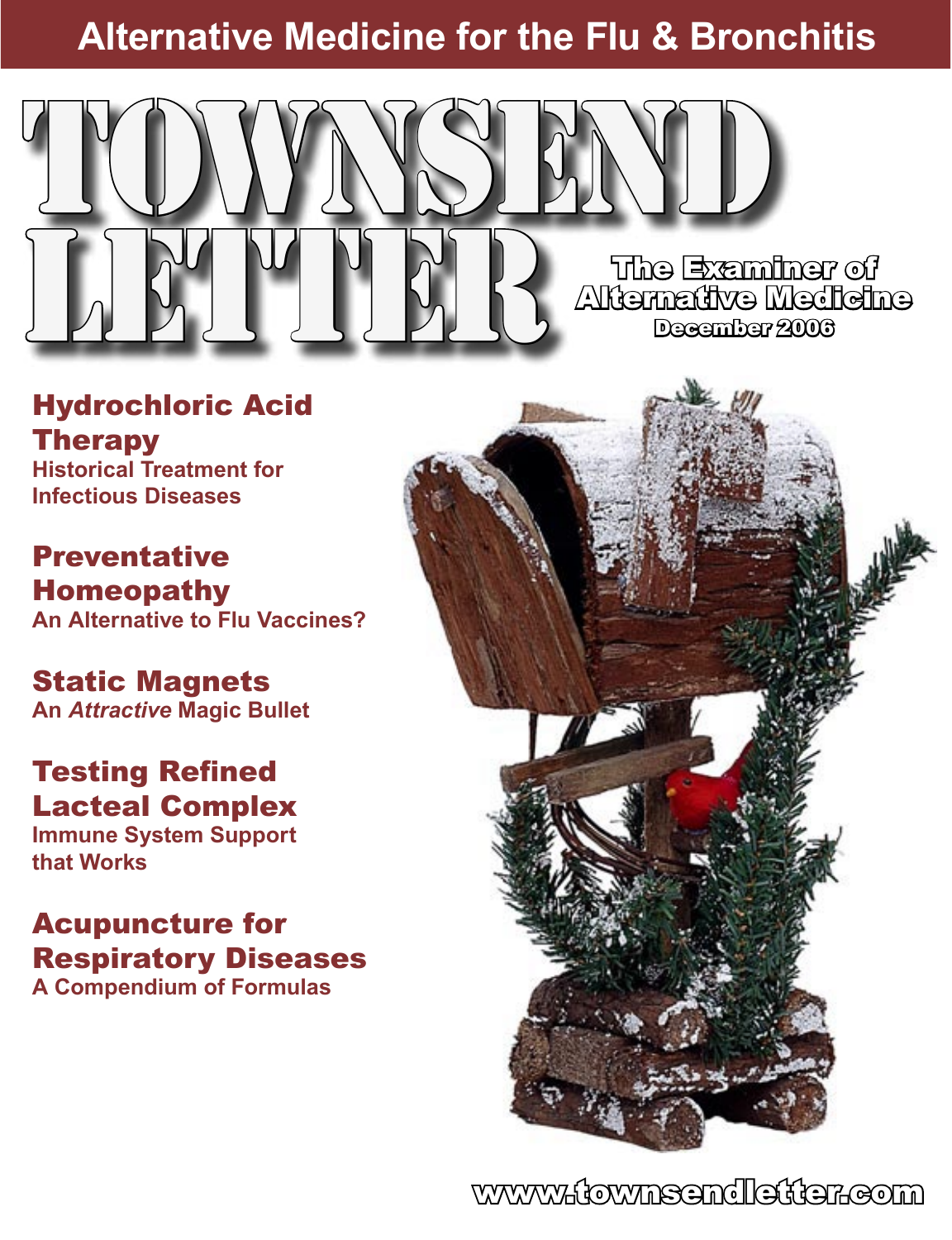Alternative Medicine for the Flu & Bronchitis

# TOWNSEND LETTER

The Examiner of Alternative Medicine

December 2006

## Hydrochloric Acid Therapy

Historical Treatment for Infectious Diseases

## Preventative Homeopathy

An Alternative to Flu Vaccines?

## Static Magnets

An *Attractive* Magic Bullet

## Testing Refined Lacteal Complex

Immune System Support that Works

## Acupuncture for Respiratory Diseases

A Compendium of Formulas

www.townsendletter.com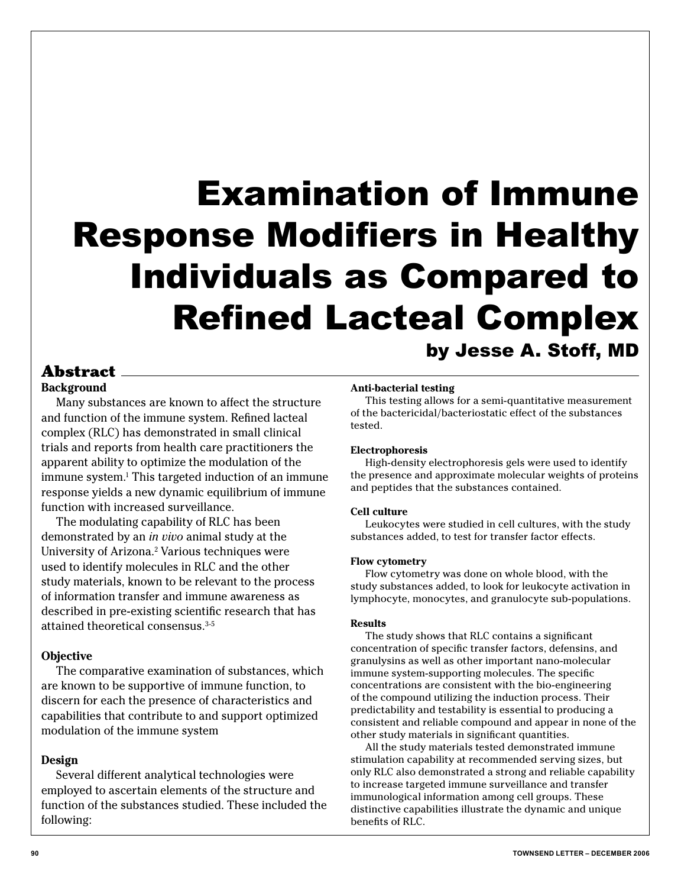# Examination of Immune Response Modifiers in Healthy Individuals as Compared to Refined Lacteal Complex

**by Jesse A. Stoff, MD**

## Abstract

### Background

Many substances are known to affect the structure and function of the immune system. Refined lacteal complex (RLC) has demonstrated in small clinical trials and reports from health care practitioners the apparent ability to optimize the modulation of the immune system.[1] This targeted induction of an immune response yields a new dynamic equilibrium of immune function with increased surveillance.

The modulating capability of RLC has been demonstrated by an *in vivo* animal study at the University of Arizona.[2] Various techniques were used to identify molecules in RLC and the other study materials, known to be relevant to the process of information transfer and immune awareness as described in pre-existing scientific research that has attained theoretical consensus.[3-5]

### Objective

The comparative examination of substances, which are known to be supportive of immune function, to discern for each the presence of characteristics and capabilities that contribute to and support optimized modulation of the immune system

### Design

Several different analytical technologies were employed to ascertain elements of the structure and function of the substances studied. These included the following:

**Anti-bacterial testing**

This testing allows for a semi-quantitative measurement of the bactericidal/bacteriostatic effect of the substances tested.

**Electrophoresis**

High-density electrophoresis gels were used to identify the presence and approximate molecular weights of proteins and peptides that the substances contained.

**Cell culture**

Leukocytes were studied in cell cultures, with the study substances added, to test for transfer factor effects.

**Flow cytometry**

Flow cytometry was done on whole blood, with the study substances added, to look for leukocyte activation in lymphocyte, monocytes, and granulocyte sub-populations.

### Results

The study shows that RLC contains a significant concentration of specific transfer factors, defensins, and granulysins as well as other important nano-molecular immune system-supporting molecules. The specific concentrations are consistent with the bio-engineering of the compound utilizing the induction process. Their predictability and testability is essential to producing a consistent and reliable compound and appear in none of the other study materials in significant quantities.

All the study materials tested demonstrated immune stimulation capability at recommended serving sizes, but only RLC also demonstrated a strong and reliable capability to increase targeted immune surveillance and transfer immunological information among cell groups. These distinctive capabilities illustrate the dynamic and unique benefits of RLC.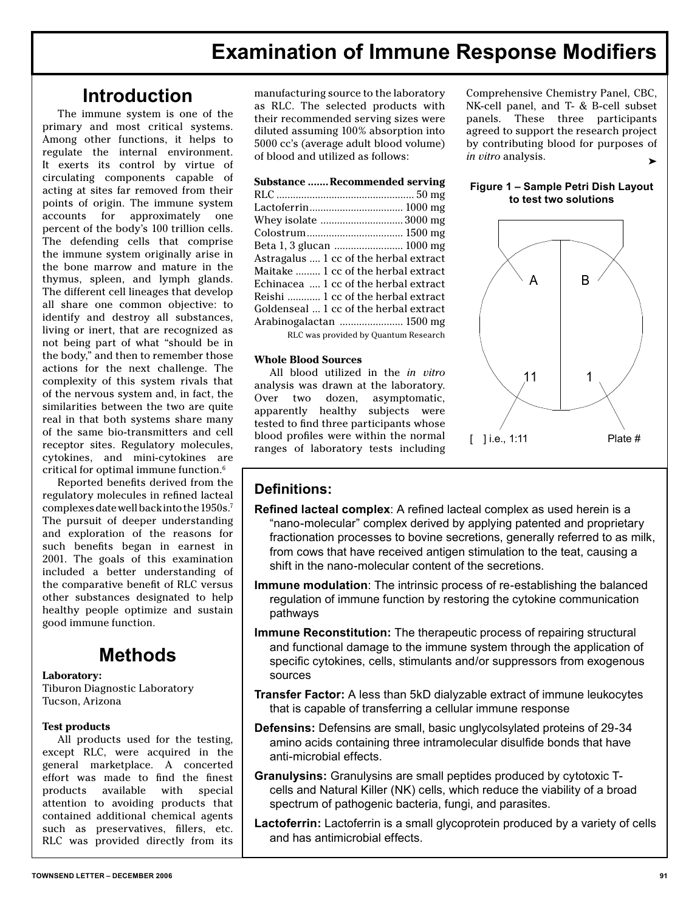# Examination of Immune Response Modifiers

## Introduction

The immune system is one of the primary and most critical systems. Among other functions, it helps to regulate the internal environment. It exerts its control by virtue of circulating components capable of acting at sites far removed from their points of origin. The immune system accounts for approximately one percent of the body's 100 trillion cells. The defending cells that comprise the immune system originally arise in the bone marrow and mature in the thymus, spleen, and lymph glands. The different cell lineages that develop all share one common objective: to identify and destroy all substances, living or inert, that are recognized as not being part of what "should be in the body," and then to remember those actions for the next challenge. The complexity of this system rivals that of the nervous system and, in fact, the similarities between the two are quite real in that both systems share many of the same bio-transmitters and cell receptor sites. Regulatory molecules, cytokines, and mini-cytokines are critical for optimal immune function.[6]

Reported benefits derived from the regulatory molecules in refined lacteal complexes date well back into the 1950s.[7] The pursuit of deeper understanding and exploration of the reasons for such benefits began in earnest in 2001. The goals of this examination included a better understanding of the comparative benefit of RLC versus other substances designated to help healthy people optimize and sustain good immune function.

## Methods

**Laboratory:**
Tiburon Diagnostic Laboratory
Tucson, Arizona

**Test products**

All products used for the testing, except RLC, were acquired in the general marketplace. A concerted effort was made to find the finest products available with special attention to avoiding products that contained additional chemical agents such as preservatives, fillers, etc. RLC was provided directly from its manufacturing source to the laboratory as RLC. The selected products with their recommended serving sizes were diluted assuming 100% absorption into 5000 cc's (average adult blood volume) of blood and utilized as follows:

| Substance | Recommended serving |
|---|---|
| RLC | 50 mg |
| Lactoferrin | 1000 mg |
| Whey isolate | 3000 mg |
| Colostrum | 1500 mg |
| Beta 1, 3 glucan | 1000 mg |
| Astragalus | 1 cc of the herbal extract |
| Maitake | 1 cc of the herbal extract |
| Echinacea | 1 cc of the herbal extract |
| Reishi | 1 cc of the herbal extract |
| Goldenseal | 1 cc of the herbal extract |
| Arabinogalactan | 1500 mg |

RLC was provided by Quantum Research

**Whole Blood Sources**

All blood utilized in the *in vitro* analysis was drawn at the laboratory. Over two dozen, asymptomatic, apparently healthy subjects were tested to find three participants whose blood profiles were within the normal ranges of laboratory tests including Comprehensive Chemistry Panel, CBC, NK-cell panel, and T- & B-cell subset panels. These three participants agreed to support the research project by contributing blood for purposes of *in vitro* analysis.

**Figure 1 – Sample Petri Dish Layout to test two solutions**

A | B

11 | 1

[ ] i.e., 1:11 — Plate #

### Definitions:

**Refined lacteal complex**: A refined lacteal complex as used herein is a "nano-molecular" complex derived by applying patented and proprietary fractionation processes to bovine secretions, generally referred to as milk, from cows that have received antigen stimulation to the teat, causing a shift in the nano-molecular content of the secretions.

**Immune modulation**: The intrinsic process of re-establishing the balanced regulation of immune function by restoring the cytokine communication pathways

**Immune Reconstitution:** The therapeutic process of repairing structural and functional damage to the immune system through the application of specific cytokines, cells, stimulants and/or suppressors from exogenous sources

**Transfer Factor:** A less than 5kD dialyzable extract of immune leukocytes that is capable of transferring a cellular immune response

**Defensins:** Defensins are small, basic unglycolsylated proteins of 29-34 amino acids containing three intramolecular disulfide bonds that have anti-microbial effects.

**Granulysins:** Granulysins are small peptides produced by cytotoxic T-cells and Natural Killer (NK) cells, which reduce the viability of a broad spectrum of pathogenic bacteria, fungi, and parasites.

**Lactoferrin:** Lactoferrin is a small glycoprotein produced by a variety of cells and has antimicrobial effects.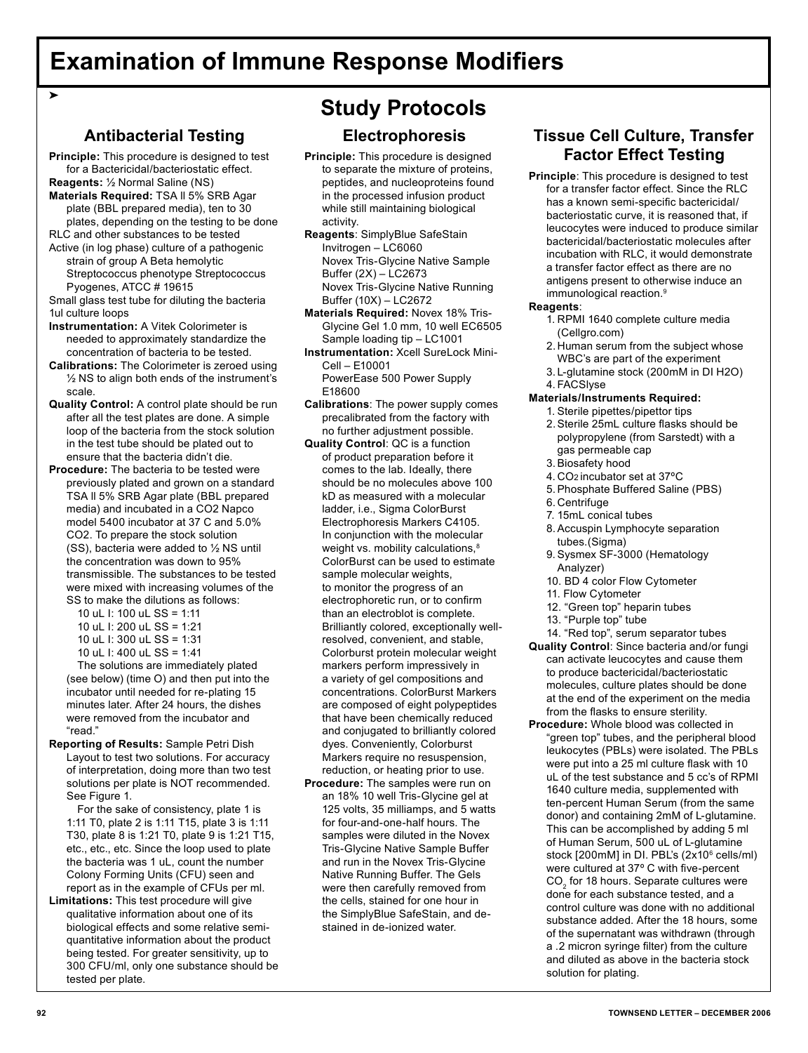# Examination of Immune Response Modifiers

➤

## Study Protocols

### Antibacterial Testing

**Principle:** This procedure is designed to test for a Bactericidal/bacteriostatic effect.

**Reagents:** ½ Normal Saline (NS)

**Materials Required:** TSA ll 5% SRB Agar plate (BBL prepared media), ten to 30 plates, depending on the testing to be done

RLC and other substances to be tested

Active (in log phase) culture of a pathogenic strain of group A Beta hemolytic Streptococcus phenotype Streptococcus Pyogenes, ATCC # 19615

Small glass test tube for diluting the bacteria

1ul culture loops

**Instrumentation:** A Vitek Colorimeter is needed to approximately standardize the concentration of bacteria to be tested.

**Calibrations:** The Colorimeter is zeroed using ½ NS to align both ends of the instrument's scale.

**Quality Control:** A control plate should be run after all the test plates are done. A simple loop of the bacteria from the stock solution in the test tube should be plated out to ensure that the bacteria didn't die.

**Procedure:** The bacteria to be tested were previously plated and grown on a standard TSA ll 5% SRB Agar plate (BBL prepared media) and incubated in a CO2 Napco model 5400 incubator at 37 C and 5.0% CO2. To prepare the stock solution (SS), bacteria were added to ½ NS until the concentration was down to 95% transmissible. The substances to be tested were mixed with increasing volumes of the SS to make the dilutions as follows:

10 uL I: 100 uL SS = 1:11
10 uL I: 200 uL SS = 1:21
10 uL I: 300 uL SS = 1:31
10 uL I: 400 uL SS = 1:41

The solutions are immediately plated (see below) (time O) and then put into the incubator until needed for re-plating 15 minutes later. After 24 hours, the dishes were removed from the incubator and "read."

**Reporting of Results:** Sample Petri Dish Layout to test two solutions. For accuracy of interpretation, doing more than two test solutions per plate is NOT recommended. See Figure 1.

For the sake of consistency, plate 1 is 1:11 T0, plate 2 is 1:11 T15, plate 3 is 1:11 T30, plate 8 is 1:21 T0, plate 9 is 1:21 T15, etc., etc., etc. Since the loop used to plate the bacteria was 1 uL, count the number Colony Forming Units (CFU) seen and report as in the example of CFUs per ml.

**Limitations:** This test procedure will give qualitative information about one of its biological effects and some relative semi-quantitative information about the product being tested. For greater sensitivity, up to 300 CFU/ml, only one substance should be tested per plate.

### Electrophoresis

**Principle:** This procedure is designed to separate the mixture of proteins, peptides, and nucleoproteins found in the processed infusion product while still maintaining biological activity.

**Reagents**: SimplyBlue SafeStain Invitrogen – LC6060
Novex Tris-Glycine Native Sample Buffer (2X) – LC2673
Novex Tris-Glycine Native Running Buffer (10X) – LC2672

**Materials Required:** Novex 18% Tris-Glycine Gel 1.0 mm, 10 well EC6505
Sample loading tip – LC1001

**Instrumentation:** Xcell SureLock Mini-Cell – E10001
PowerEase 500 Power Supply E18600

**Calibrations**: The power supply comes precalibrated from the factory with no further adjustment possible.

**Quality Control**: QC is a function of product preparation before it comes to the lab. Ideally, there should be no molecules above 100 kD as measured with a molecular ladder, i.e., Sigma ColorBurst Electrophoresis Markers C4105. In conjunction with the molecular weight vs. mobility calculations,[8] ColorBurst can be used to estimate sample molecular weights, to monitor the progress of an electrophoretic run, or to confirm than an electroblot is complete. Brilliantly colored, exceptionally well-resolved, convenient, and stable, Colorburst protein molecular weight markers perform impressively in a variety of gel compositions and concentrations. ColorBurst Markers are composed of eight polypeptides that have been chemically reduced and conjugated to brilliantly colored dyes. Conveniently, Colorburst Markers require no resuspension, reduction, or heating prior to use.

**Procedure:** The samples were run on an 18% 10 well Tris-Glycine gel at 125 volts, 35 milliamps, and 5 watts for four-and-one-half hours. The samples were diluted in the Novex Tris-Glycine Native Sample Buffer and run in the Novex Tris-Glycine Native Running Buffer. The Gels were then carefully removed from the cells, stained for one hour in the SimplyBlue SafeStain, and de-stained in de-ionized water.

### Tissue Cell Culture, Transfer Factor Effect Testing

**Principle**: This procedure is designed to test for a transfer factor effect. Since the RLC has a known semi-specific bactericidal/bacteriostatic curve, it is reasoned that, if leucocytes were induced to produce similar bactericidal/bacteriostatic molecules after incubation with RLC, it would demonstrate a transfer factor effect as there are no antigens present to otherwise induce an immunological reaction.[9]

**Reagents**:

1. RPMI 1640 complete culture media (Cellgro.com)
2. Human serum from the subject whose WBC's are part of the experiment
3. L-glutamine stock (200mM in DI H2O)
4. FACSlyse

**Materials/Instruments Required:**

1. Sterile pipettes/pipettor tips
2. Sterile 25mL culture flasks should be polypropylene (from Sarstedt) with a gas permeable cap
3. Biosafety hood
4. $CO_2$ incubator set at 37ºC
5. Phosphate Buffered Saline (PBS)
6. Centrifuge
7. 15mL conical tubes
8. Accuspin Lymphocyte separation tubes.(Sigma)
9. Sysmex SF-3000 (Hematology Analyzer)
10. BD 4 color Flow Cytometer
11. Flow Cytometer
12. "Green top" heparin tubes
13. "Purple top" tube
14. "Red top", serum separator tubes

**Quality Control**: Since bacteria and/or fungi can activate leucocytes and cause them to produce bactericidal/bacteriostatic molecules, culture plates should be done at the end of the experiment on the media from the flasks to ensure sterility.

**Procedure:** Whole blood was collected in "green top" tubes, and the peripheral blood leukocytes (PBLs) were isolated. The PBLs were put into a 25 ml culture flask with 10 uL of the test substance and 5 cc's of RPMI 1640 culture media, supplemented with ten-percent Human Serum (from the same donor) and containing 2mM of L-glutamine. This can be accomplished by adding 5 ml of Human Serum, 500 uL of L-glutamine stock [200mM] in DI. PBL's ($2x10^6$ cells/ml) were cultured at 37º C with five-percent $CO_2$ for 18 hours. Separate cultures were done for each substance tested, and a control culture was done with no additional substance added. After the 18 hours, some of the supernatant was withdrawn (through a .2 micron syringe filter) from the culture and diluted as above in the bacteria stock solution for plating.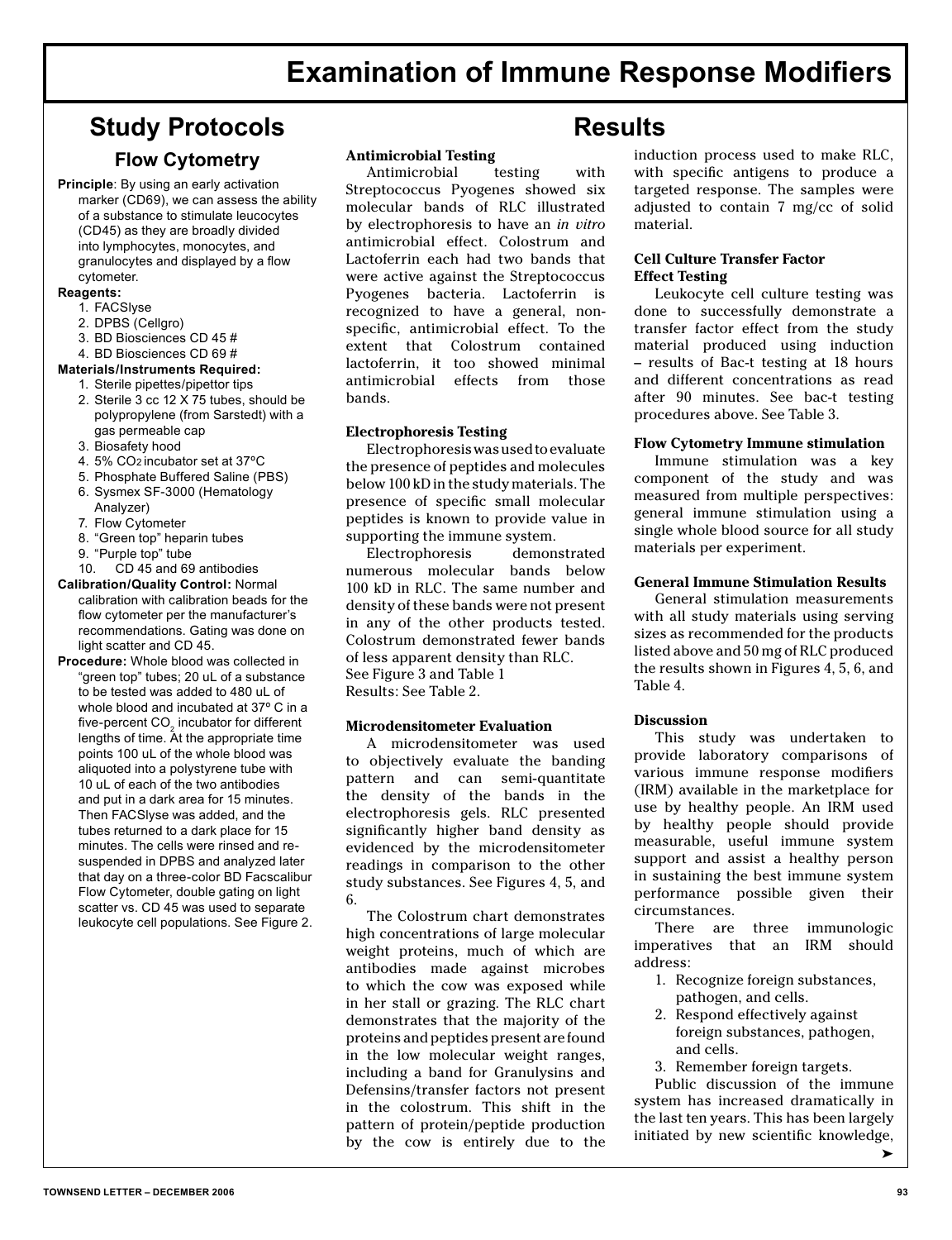# Examination of Immune Response Modifiers

## Study Protocols

### Flow Cytometry

**Principle**: By using an early activation marker (CD69), we can assess the ability of a substance to stimulate leucocytes (CD45) as they are broadly divided into lymphocytes, monocytes, and granulocytes and displayed by a flow cytometer.

**Reagents:**

1. FACSlyse
2. DPBS (Cellgro)
3. BD Biosciences CD 45 #
4. BD Biosciences CD 69 #

**Materials/Instruments Required:**

1. Sterile pipettes/pipettor tips
2. Sterile 3 cc 12 X 75 tubes, should be polypropylene (from Sarstedt) with a gas permeable cap
3. Biosafety hood
4. 5% $CO_2$ incubator set at 37ºC
5. Phosphate Buffered Saline (PBS)
6. Sysmex SF-3000 (Hematology Analyzer)
7. Flow Cytometer
8. "Green top" heparin tubes
9. "Purple top" tube
10. CD 45 and 69 antibodies

**Calibration/Quality Control:** Normal calibration with calibration beads for the flow cytometer per the manufacturer's recommendations. Gating was done on light scatter and CD 45.

**Procedure:** Whole blood was collected in "green top" tubes; 20 uL of a substance to be tested was added to 480 uL of whole blood and incubated at 37º C in a five-percent $CO_2$ incubator for different lengths of time. At the appropriate time points 100 uL of the whole blood was aliquoted into a polystyrene tube with 10 uL of each of the two antibodies and put in a dark area for 15 minutes. Then FACSlyse was added, and the tubes returned to a dark place for 15 minutes. The cells were rinsed and re-suspended in DPBS and analyzed later that day on a three-color BD Facscalibur Flow Cytometer, double gating on light scatter vs. CD 45 was used to separate leukocyte cell populations. See Figure 2.

## Results

**Antimicrobial Testing**

Antimicrobial testing with Streptococcus Pyogenes showed six molecular bands of RLC illustrated by electrophoresis to have an *in vitro* antimicrobial effect. Colostrum and Lactoferrin each had two bands that were active against the Streptococcus Pyogenes bacteria. Lactoferrin is recognized to have a general, non-specific, antimicrobial effect. To the extent that Colostrum contained lactoferrin, it too showed minimal antimicrobial effects from those bands.

**Electrophoresis Testing**

Electrophoresis was used to evaluate the presence of peptides and molecules below 100 kD in the study materials. The presence of specific small molecular peptides is known to provide value in supporting the immune system.

Electrophoresis demonstrated numerous molecular bands below 100 kD in RLC. The same number and density of these bands were not present in any of the other products tested. Colostrum demonstrated fewer bands of less apparent density than RLC. See Figure 3 and Table 1

Results: See Table 2.

**Microdensitometer Evaluation**

A microdensitometer was used to objectively evaluate the banding pattern and can semi-quantitate the density of the bands in the electrophoresis gels. RLC presented significantly higher band density as evidenced by the microdensitometer readings in comparison to the other study substances. See Figures 4, 5, and 6.

The Colostrum chart demonstrates high concentrations of large molecular weight proteins, much of which are antibodies made against microbes to which the cow was exposed while in her stall or grazing. The RLC chart demonstrates that the majority of the proteins and peptides present are found in the low molecular weight ranges, including a band for Granulysins and Defensins/transfer factors not present in the colostrum. This shift in the pattern of protein/peptide production by the cow is entirely due to the induction process used to make RLC, with specific antigens to produce a targeted response. The samples were adjusted to contain 7 mg/cc of solid material.

**Cell Culture Transfer Factor Effect Testing**

Leukocyte cell culture testing was done to successfully demonstrate a transfer factor effect from the study material produced using induction – results of Bac-t testing at 18 hours and different concentrations as read after 90 minutes. See bac-t testing procedures above. See Table 3.

**Flow Cytometry Immune stimulation**

Immune stimulation was a key component of the study and was measured from multiple perspectives: general immune stimulation using a single whole blood source for all study materials per experiment.

**General Immune Stimulation Results**

General stimulation measurements with all study materials using serving sizes as recommended for the products listed above and 50 mg of RLC produced the results shown in Figures 4, 5, 6, and Table 4.

**Discussion**

This study was undertaken to provide laboratory comparisons of various immune response modifiers (IRM) available in the marketplace for use by healthy people. An IRM used by healthy people should provide measurable, useful immune system support and assist a healthy person in sustaining the best immune system performance possible given their circumstances.

There are three immunologic imperatives that an IRM should address:

1. Recognize foreign substances, pathogen, and cells.
2. Respond effectively against foreign substances, pathogen, and cells.
3. Remember foreign targets.

Public discussion of the immune system has increased dramatically in the last ten years. This has been largely initiated by new scientific knowledge,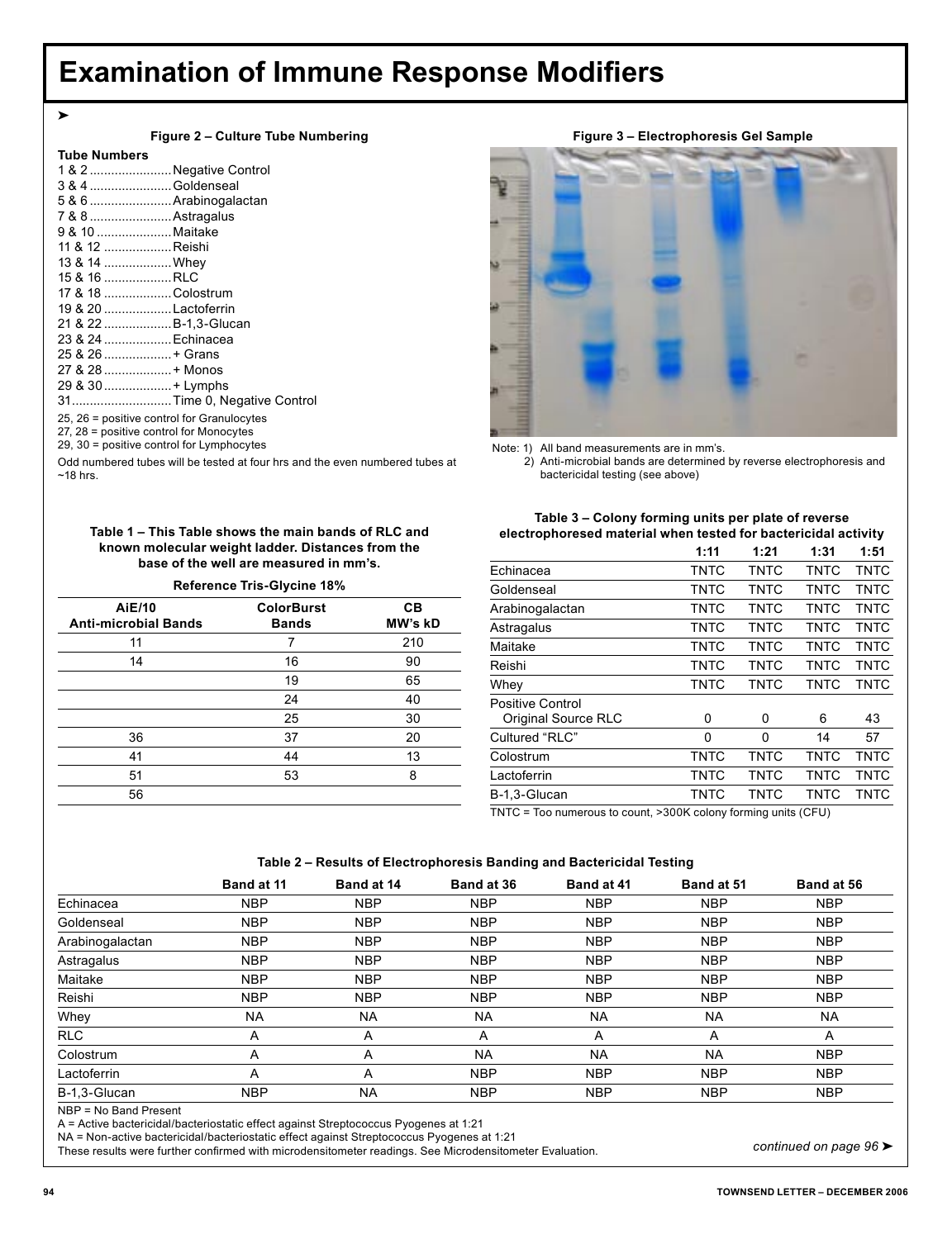# Examination of Immune Response Modifiers

➤

**Figure 2 – Culture Tube Numbering**

**Tube Numbers**

1 & 2 ....................... Negative Control
3 & 4 ....................... Goldenseal
5 & 6 ....................... Arabinogalactan
7 & 8 ....................... Astragalus
9 & 10 ..................... Maitake
11 & 12 ................... Reishi
13 & 14 ................... Whey
15 & 16 ................... RLC
17 & 18 ................... Colostrum
19 & 20 ................... Lactoferrin
21 & 22 ................... B-1,3-Glucan
23 & 24 ................... Echinacea
25 & 26 ................... + Grans
27 & 28 ................... + Monos
29 & 30 ................... + Lymphs
31............................ Time 0, Negative Control

25, 26 = positive control for Granulocytes
27, 28 = positive control for Monocytes
29, 30 = positive control for Lymphocytes

Odd numbered tubes will be tested at four hrs and the even numbered tubes at ~18 hrs.

**Figure 3 – Electrophoresis Gel Sample**

Note: 1) All band measurements are in mm's.
2) Anti-microbial bands are determined by reverse electrophoresis and bactericidal testing (see above)

**Table 1 – This Table shows the main bands of RLC and known molecular weight ladder. Distances from the base of the well are measured in mm's.**

**Reference Tris-Glycine 18%**

| AiE/10 Anti-microbial Bands | ColorBurst Bands | CB MW's kD |
|---|---|---|
| 11 | 7 | 210 |
| 14 | 16 | 90 |
| | 19 | 65 |
| | 24 | 40 |
| | 25 | 30 |
| 36 | 37 | 20 |
| 41 | 44 | 13 |
| 51 | 53 | 8 |
| 56 | | |

**Table 3 – Colony forming units per plate of reverse electrophoresed material when tested for bactericidal activity**

| | 1:11 | 1:21 | 1:31 | 1:51 |
|---|---|---|---|---|
| Echinacea | TNTC | TNTC | TNTC | TNTC |
| Goldenseal | TNTC | TNTC | TNTC | TNTC |
| Arabinogalactan | TNTC | TNTC | TNTC | TNTC |
| Astragalus | TNTC | TNTC | TNTC | TNTC |
| Maitake | TNTC | TNTC | TNTC | TNTC |
| Reishi | TNTC | TNTC | TNTC | TNTC |
| Whey | TNTC | TNTC | TNTC | TNTC |
| Positive Control Original Source RLC | 0 | 0 | 6 | 43 |
| Cultured "RLC" | 0 | 0 | 14 | 57 |
| Colostrum | TNTC | TNTC | TNTC | TNTC |
| Lactoferrin | TNTC | TNTC | TNTC | TNTC |
| B-1,3-Glucan | TNTC | TNTC | TNTC | TNTC |

TNTC = Too numerous to count, >300K colony forming units (CFU)

**Table 2 – Results of Electrophoresis Banding and Bactericidal Testing**

| | Band at 11 | Band at 14 | Band at 36 | Band at 41 | Band at 51 | Band at 56 |
|---|---|---|---|---|---|---|
| Echinacea | NBP | NBP | NBP | NBP | NBP | NBP |
| Goldenseal | NBP | NBP | NBP | NBP | NBP | NBP |
| Arabinogalactan | NBP | NBP | NBP | NBP | NBP | NBP |
| Astragalus | NBP | NBP | NBP | NBP | NBP | NBP |
| Maitake | NBP | NBP | NBP | NBP | NBP | NBP |
| Reishi | NBP | NBP | NBP | NBP | NBP | NBP |
| Whey | NA | NA | NA | NA | NA | NA |
| RLC | A | A | A | A | A | A |
| Colostrum | A | A | NA | NA | NA | NBP |
| Lactoferrin | A | A | NBP | NBP | NBP | NBP |
| B-1,3-Glucan | NBP | NA | NBP | NBP | NBP | NBP |

NBP = No Band Present
A = Active bactericidal/bacteriostatic effect against Streptococcus Pyogenes at 1:21
NA = Non-active bactericidal/bacteriostatic effect against Streptococcus Pyogenes at 1:21
These results were further confirmed with microdensitometer readings. See Microdensitometer Evaluation.

*continued on page 96* ➤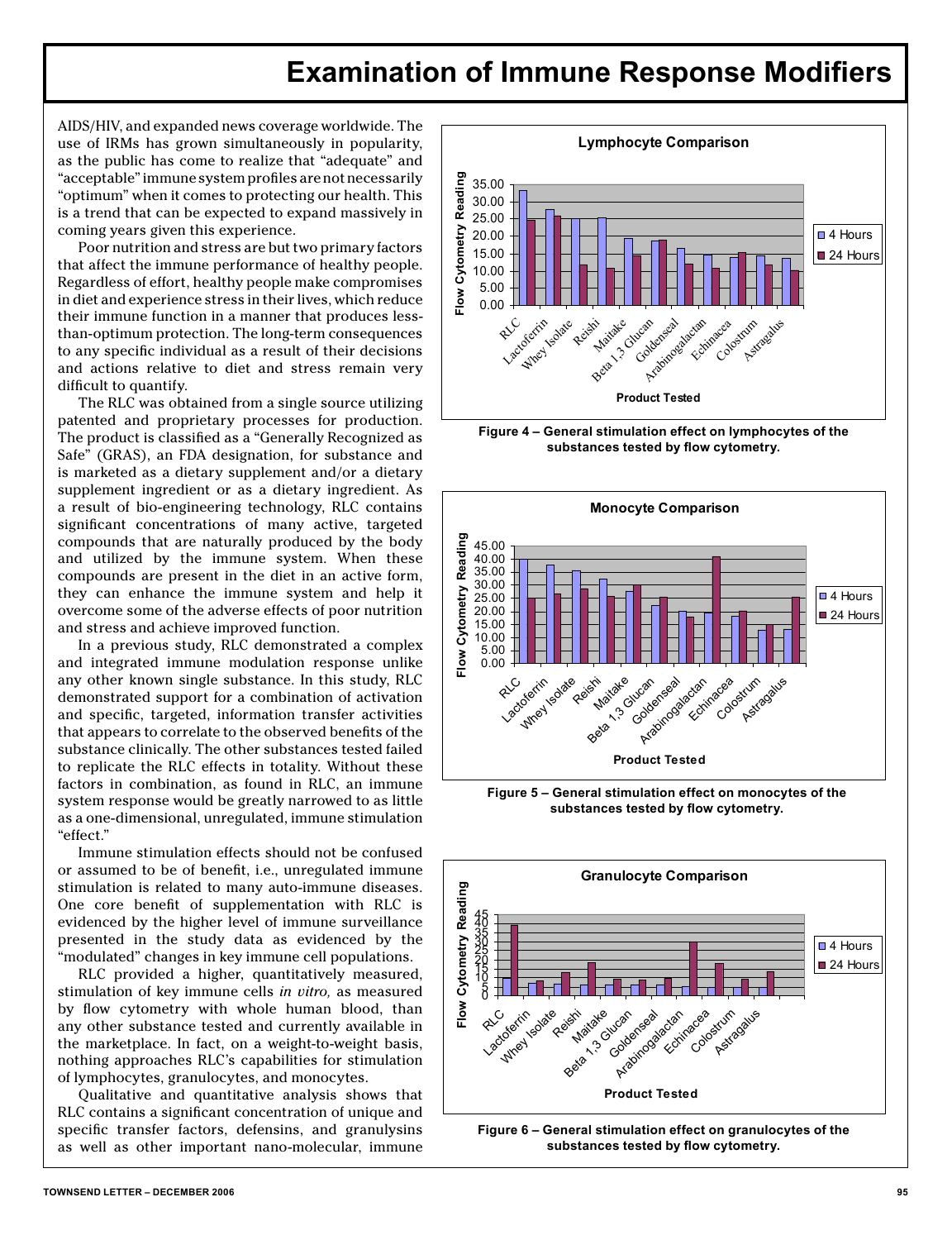AIDS/HIV, and expanded news coverage worldwide. The use of IRMs has grown simultaneously in popularity, as the public has come to realize that "adequate" and "acceptable" immune system profiles are not necessarily "optimum" when it comes to protecting our health. This is a trend that can be expected to expand massively in coming years given this experience.

Poor nutrition and stress are but two primary factors that affect the immune performance of healthy people. Regardless of effort, healthy people make compromises in diet and experience stress in their lives, which reduce their immune function in a manner that produces less-than-optimum protection. The long-term consequences to any specific individual as a result of their decisions and actions relative to diet and stress remain very difficult to quantify.

The RLC was obtained from a single source utilizing patented and proprietary processes for production. The product is classified as a "Generally Recognized as Safe" (GRAS), an FDA designation, for substance and is marketed as a dietary supplement and/or a dietary supplement ingredient or as a dietary ingredient. As a result of bio-engineering technology, RLC contains significant concentrations of many active, targeted compounds that are naturally produced by the body and utilized by the immune system. When these compounds are present in the diet in an active form, they can enhance the immune system and help it overcome some of the adverse effects of poor nutrition and stress and achieve improved function.

In a previous study, RLC demonstrated a complex and integrated immune modulation response unlike any other known single substance. In this study, RLC demonstrated support for a combination of activation and specific, targeted, information transfer activities that appears to correlate to the observed benefits of the substance clinically. The other substances tested failed to replicate the RLC effects in totality. Without these factors in combination, as found in RLC, an immune system response would be greatly narrowed to as little as a one-dimensional, unregulated, immune stimulation "effect."

Immune stimulation effects should not be confused or assumed to be of benefit, i.e., unregulated immune stimulation is related to many auto-immune diseases. One core benefit of supplementation with RLC is evidenced by the higher level of immune surveillance presented in the study data as evidenced by the "modulated" changes in key immune cell populations.

RLC provided a higher, quantitatively measured, stimulation of key immune cells *in vitro,* as measured by flow cytometry with whole human blood, than any other substance tested and currently available in the marketplace. In fact, on a weight-to-weight basis, nothing approaches RLC's capabilities for stimulation of lymphocytes, granulocytes, and monocytes.

Qualitative and quantitative analysis shows that RLC contains a significant concentration of unique and specific transfer factors, defensins, and granulysins as well as other important nano-molecular, immune

**Figure 4 – General stimulation effect on lymphocytes of the substances tested by flow cytometry.**

**Figure 5 – General stimulation effect on monocytes of the substances tested by flow cytometry.**

**Figure 6 – General stimulation effect on granulocytes of the substances tested by flow cytometry.**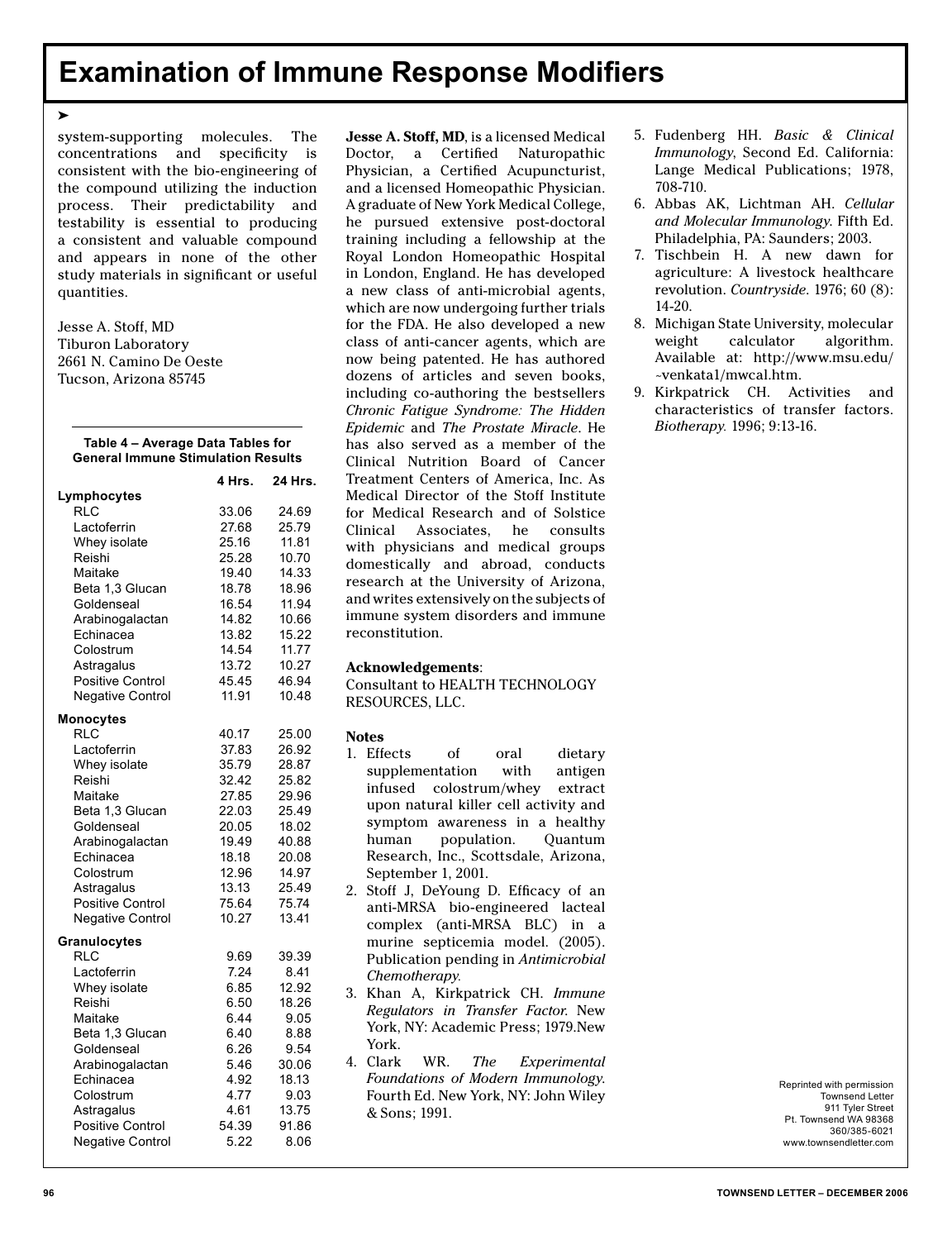# Examination of Immune Response Modifiers

➤

system-supporting molecules. The concentrations and specificity is consistent with the bio-engineering of the compound utilizing the induction process. Their predictability and testability is essential to producing a consistent and valuable compound and appears in none of the other study materials in significant or useful quantities.

Jesse A. Stoff, MD
Tiburon Laboratory
2661 N. Camino De Oeste
Tucson, Arizona 85745

**Table 4 – Average Data Tables for General Immune Stimulation Results**

| | 4 Hrs. | 24 Hrs. |
|---|---|---|
| **Lymphocytes** | | |
| RLC | 33.06 | 24.69 |
| Lactoferrin | 27.68 | 25.79 |
| Whey isolate | 25.16 | 11.81 |
| Reishi | 25.28 | 10.70 |
| Maitake | 19.40 | 14.33 |
| Beta 1,3 Glucan | 18.78 | 18.96 |
| Goldenseal | 16.54 | 11.94 |
| Arabinogalactan | 14.82 | 10.66 |
| Echinacea | 13.82 | 15.22 |
| Colostrum | 14.54 | 11.77 |
| Astragalus | 13.72 | 10.27 |
| Positive Control | 45.45 | 46.94 |
| Negative Control | 11.91 | 10.48 |
| **Monocytes** | | |
| RLC | 40.17 | 25.00 |
| Lactoferrin | 37.83 | 26.92 |
| Whey isolate | 35.79 | 28.87 |
| Reishi | 32.42 | 25.82 |
| Maitake | 27.85 | 29.96 |
| Beta 1,3 Glucan | 22.03 | 25.49 |
| Goldenseal | 20.05 | 18.02 |
| Arabinogalactan | 19.49 | 40.88 |
| Echinacea | 18.18 | 20.08 |
| Colostrum | 12.96 | 14.97 |
| Astragalus | 13.13 | 25.49 |
| Positive Control | 75.64 | 75.74 |
| Negative Control | 10.27 | 13.41 |
| **Granulocytes** | | |
| RLC | 9.69 | 39.39 |
| Lactoferrin | 7.24 | 8.41 |
| Whey isolate | 6.85 | 12.92 |
| Reishi | 6.50 | 18.26 |
| Maitake | 6.44 | 9.05 |
| Beta 1,3 Glucan | 6.40 | 8.88 |
| Goldenseal | 6.26 | 9.54 |
| Arabinogalactan | 5.46 | 30.06 |
| Echinacea | 4.92 | 18.13 |
| Colostrum | 4.77 | 9.03 |
| Astragalus | 4.61 | 13.75 |
| Positive Control | 54.39 | 91.86 |
| Negative Control | 5.22 | 8.06 |

**Jesse A. Stoff, MD**, is a licensed Medical Doctor, a Certified Naturopathic Physician, a Certified Acupuncturist, and a licensed Homeopathic Physician. A graduate of New York Medical College, he pursued extensive post-doctoral training including a fellowship at the Royal London Homeopathic Hospital in London, England. He has developed a new class of anti-microbial agents, which are now undergoing further trials for the FDA. He also developed a new class of anti-cancer agents, which are now being patented. He has authored dozens of articles and seven books, including co-authoring the bestsellers *Chronic Fatigue Syndrome: The Hidden Epidemic* and *The Prostate Miracle*. He has also served as a member of the Clinical Nutrition Board of Cancer Treatment Centers of America, Inc. As Medical Director of the Stoff Institute for Medical Research and of Solstice Clinical Associates, he consults with physicians and medical groups domestically and abroad, conducts research at the University of Arizona, and writes extensively on the subjects of immune system disorders and immune reconstitution.

**Acknowledgements**:
Consultant to HEALTH TECHNOLOGY RESOURCES, LLC.

**Notes**

1. Effects of oral dietary supplementation with antigen infused colostrum/whey extract upon natural killer cell activity and symptom awareness in a healthy human population. Quantum Research, Inc., Scottsdale, Arizona, September 1, 2001.
2. Stoff J, DeYoung D. Efficacy of an anti-MRSA bio-engineered lacteal complex (anti-MRSA BLC) in a murine septicemia model. (2005). Publication pending in *Antimicrobial Chemotherapy.*
3. Khan A, Kirkpatrick CH. *Immune Regulators in Transfer Factor*. New York, NY: Academic Press; 1979.New York.
4. Clark WR. *The Experimental Foundations of Modern Immunology*. Fourth Ed. New York, NY: John Wiley & Sons; 1991.
5. Fudenberg HH. *Basic & Clinical Immunology*, Second Ed. California: Lange Medical Publications; 1978, 708-710.
6. Abbas AK, Lichtman AH. *Cellular and Molecular Immunology*. Fifth Ed. Philadelphia, PA: Saunders; 2003.
7. Tischbein H. A new dawn for agriculture: A livestock healthcare revolution. *Countryside*. 1976; 60 (8): 14-20.
8. Michigan State University, molecular weight calculator algorithm. Available at: http://www.msu.edu/~venkata1/mwcal.htm.
9. Kirkpatrick CH. Activities and characteristics of transfer factors. *Biotherapy.* 1996; 9:13-16.

Reprinted with permission
Townsend Letter
911 Tyler Street
Pt. Townsend WA 98368
360/385-6021
www.townsendletter.com